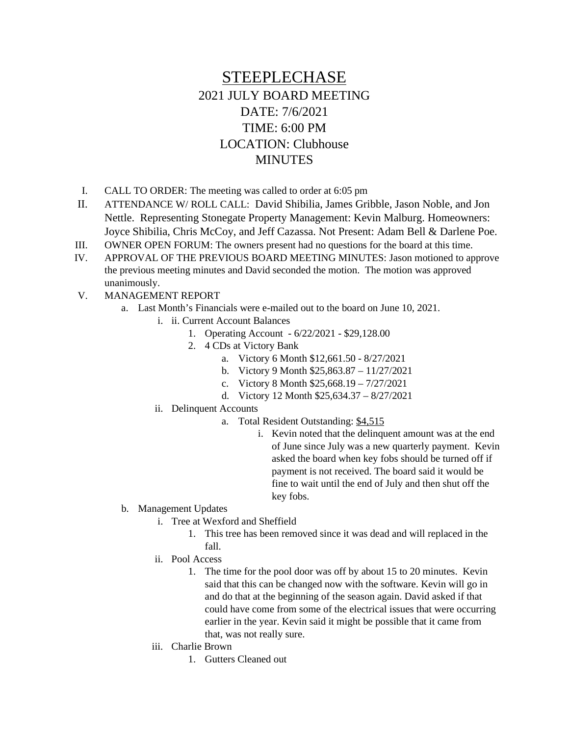# STEEPLECHASE

## 2021 JULY BOARD MEETING

## DATE: 7/6/2021

## TIME: 6:00 PM

## LOCATION: Clubhouse

## MINUTES

I. CALL TO ORDER: The meeting was called to order at 6:05 pm

II. ATTENDANCE W/ ROLL CALL: David Shibilia, James Gribble, Jason Noble, and Jon Nettle. Representing Stonegate Property Management: Kevin Malburg. Homeowners: Joyce Shibilia, Chris McCoy, and Jeff Cazassa. Not Present: Adam Bell & Darlene Poe.

III. OWNER OPEN FORUM: The owners present had no questions for the board at this time.

IV. APPROVAL OF THE PREVIOUS BOARD MEETING MINUTES: Jason motioned to approve the previous meeting minutes and David seconded the motion. The motion was approved unanimously.

V. MANAGEMENT REPORT

   a. Last Month's Financials were e-mailed out to the board on June 10, 2021.

      i. ii. Current Account Balances

         1. Operating Account - 6/22/2021 - $29,128.00
         2. 4 CDs at Victory Bank
            a. Victory 6 Month $12,661.50 - 8/27/2021
            b. Victory 9 Month $25,863.87 – 11/27/2021
            c. Victory 8 Month $25,668.19 – 7/27/2021
            d. Victory 12 Month $25,634.37 – 8/27/2021

      ii. Delinquent Accounts

         a. Total Resident Outstanding: <u>$4,515</u>
            i. Kevin noted that the delinquent amount was at the end of June since July was a new quarterly payment. Kevin asked the board when key fobs should be turned off if payment is not received. The board said it would be fine to wait until the end of July and then shut off the key fobs.

   b. Management Updates

      i. Tree at Wexford and Sheffield
         1. This tree has been removed since it was dead and will replaced in the fall.

      ii. Pool Access
         1. The time for the pool door was off by about 15 to 20 minutes. Kevin said that this can be changed now with the software. Kevin will go in and do that at the beginning of the season again. David asked if that could have come from some of the electrical issues that were occurring earlier in the year. Kevin said it might be possible that it came from that, was not really sure.

      iii. Charlie Brown
         1. Gutters Cleaned out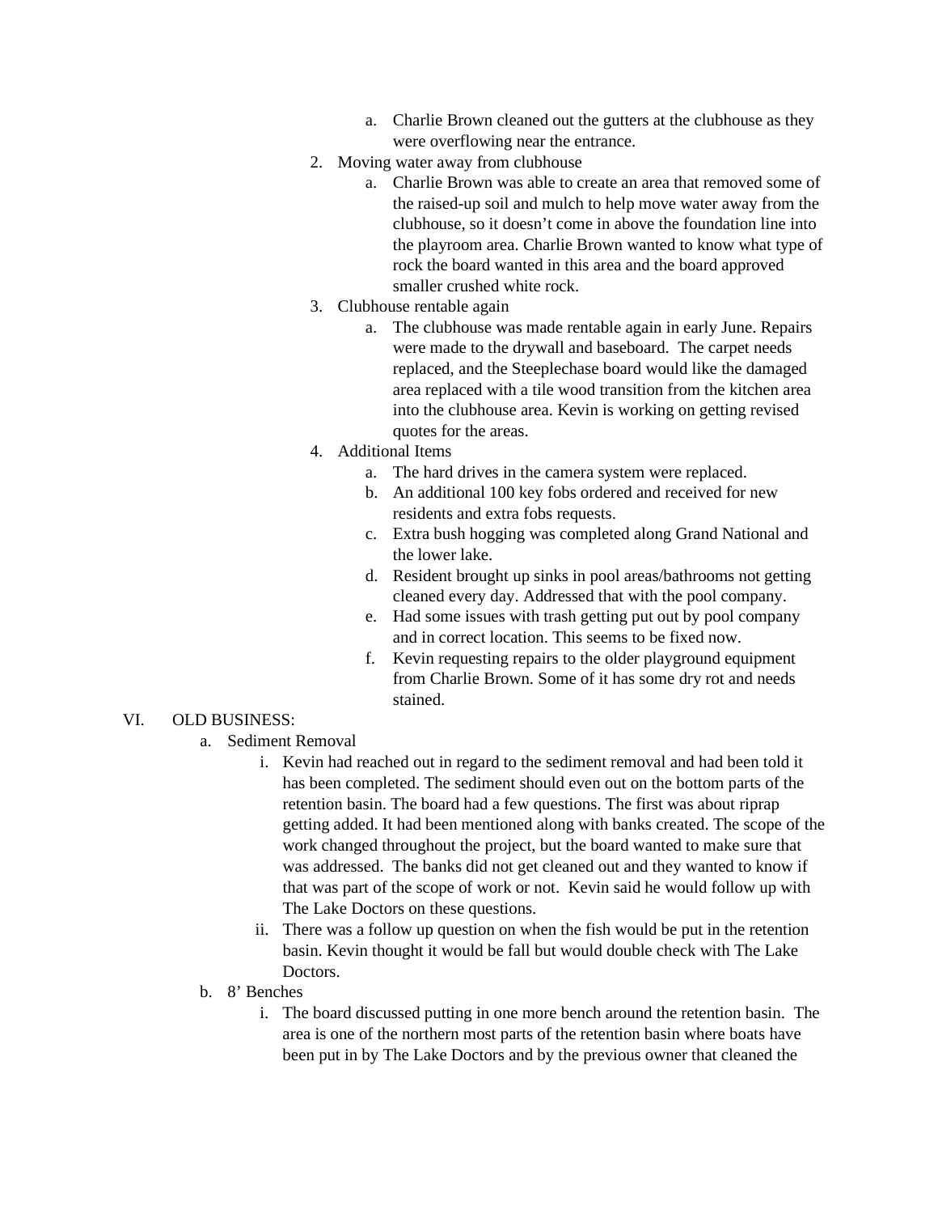a. Charlie Brown cleaned out the gutters at the clubhouse as they were overflowing near the entrance.

2. Moving water away from clubhouse
   a. Charlie Brown was able to create an area that removed some of the raised-up soil and mulch to help move water away from the clubhouse, so it doesn't come in above the foundation line into the playroom area. Charlie Brown wanted to know what type of rock the board wanted in this area and the board approved smaller crushed white rock.
3. Clubhouse rentable again
   a. The clubhouse was made rentable again in early June. Repairs were made to the drywall and baseboard. The carpet needs replaced, and the Steeplechase board would like the damaged area replaced with a tile wood transition from the kitchen area into the clubhouse area. Kevin is working on getting revised quotes for the areas.
4. Additional Items
   a. The hard drives in the camera system were replaced.
   b. An additional 100 key fobs ordered and received for new residents and extra fobs requests.
   c. Extra bush hogging was completed along Grand National and the lower lake.
   d. Resident brought up sinks in pool areas/bathrooms not getting cleaned every day. Addressed that with the pool company.
   e. Had some issues with trash getting put out by pool company and in correct location. This seems to be fixed now.
   f. Kevin requesting repairs to the older playground equipment from Charlie Brown. Some of it has some dry rot and needs stained.

VI. OLD BUSINESS:

a. Sediment Removal
   i. Kevin had reached out in regard to the sediment removal and had been told it has been completed. The sediment should even out on the bottom parts of the retention basin. The board had a few questions. The first was about riprap getting added. It had been mentioned along with banks created. The scope of the work changed throughout the project, but the board wanted to make sure that was addressed. The banks did not get cleaned out and they wanted to know if that was part of the scope of work or not. Kevin said he would follow up with The Lake Doctors on these questions.
   ii. There was a follow up question on when the fish would be put in the retention basin. Kevin thought it would be fall but would double check with The Lake Doctors.

b. 8' Benches
   i. The board discussed putting in one more bench around the retention basin. The area is one of the northern most parts of the retention basin where boats have been put in by The Lake Doctors and by the previous owner that cleaned the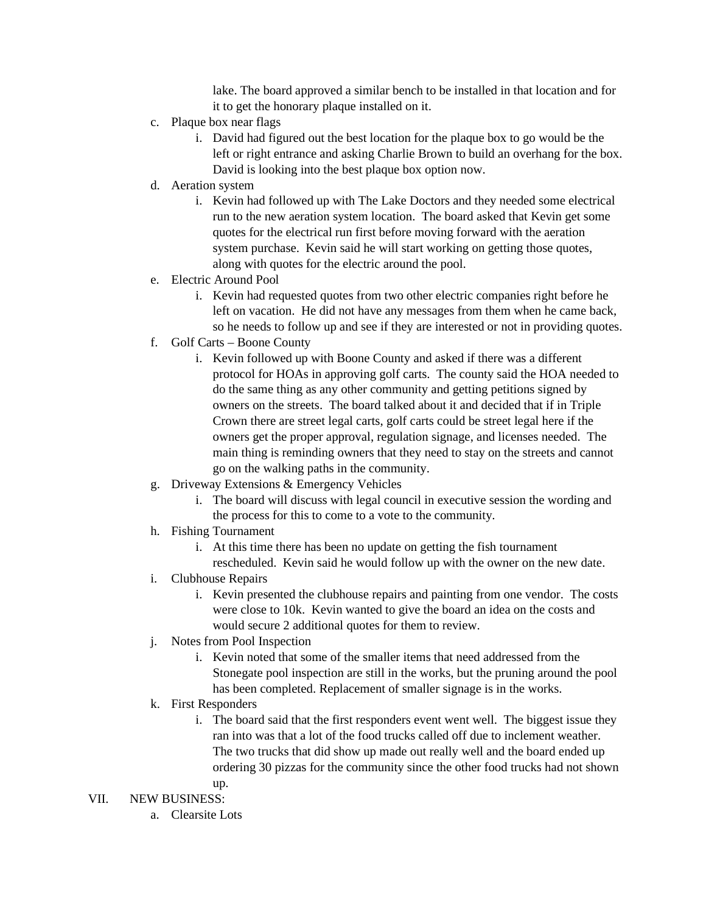lake. The board approved a similar bench to be installed in that location and for it to get the honorary plaque installed on it.

c. Plaque box near flags
   i. David had figured out the best location for the plaque box to go would be the left or right entrance and asking Charlie Brown to build an overhang for the box. David is looking into the best plaque box option now.

d. Aeration system
   i. Kevin had followed up with The Lake Doctors and they needed some electrical run to the new aeration system location. The board asked that Kevin get some quotes for the electrical run first before moving forward with the aeration system purchase. Kevin said he will start working on getting those quotes, along with quotes for the electric around the pool.

e. Electric Around Pool
   i. Kevin had requested quotes from two other electric companies right before he left on vacation. He did not have any messages from them when he came back, so he needs to follow up and see if they are interested or not in providing quotes.

f. Golf Carts – Boone County
   i. Kevin followed up with Boone County and asked if there was a different protocol for HOAs in approving golf carts. The county said the HOA needed to do the same thing as any other community and getting petitions signed by owners on the streets. The board talked about it and decided that if in Triple Crown there are street legal carts, golf carts could be street legal here if the owners get the proper approval, regulation signage, and licenses needed. The main thing is reminding owners that they need to stay on the streets and cannot go on the walking paths in the community.

g. Driveway Extensions & Emergency Vehicles
   i. The board will discuss with legal council in executive session the wording and the process for this to come to a vote to the community.

h. Fishing Tournament
   i. At this time there has been no update on getting the fish tournament rescheduled. Kevin said he would follow up with the owner on the new date.

i. Clubhouse Repairs
   i. Kevin presented the clubhouse repairs and painting from one vendor. The costs were close to 10k. Kevin wanted to give the board an idea on the costs and would secure 2 additional quotes for them to review.

j. Notes from Pool Inspection
   i. Kevin noted that some of the smaller items that need addressed from the Stonegate pool inspection are still in the works, but the pruning around the pool has been completed. Replacement of smaller signage is in the works.

k. First Responders
   i. The board said that the first responders event went well. The biggest issue they ran into was that a lot of the food trucks called off due to inclement weather. The two trucks that did show up made out really well and the board ended up ordering 30 pizzas for the community since the other food trucks had not shown up.

VII. NEW BUSINESS:

a. Clearsite Lots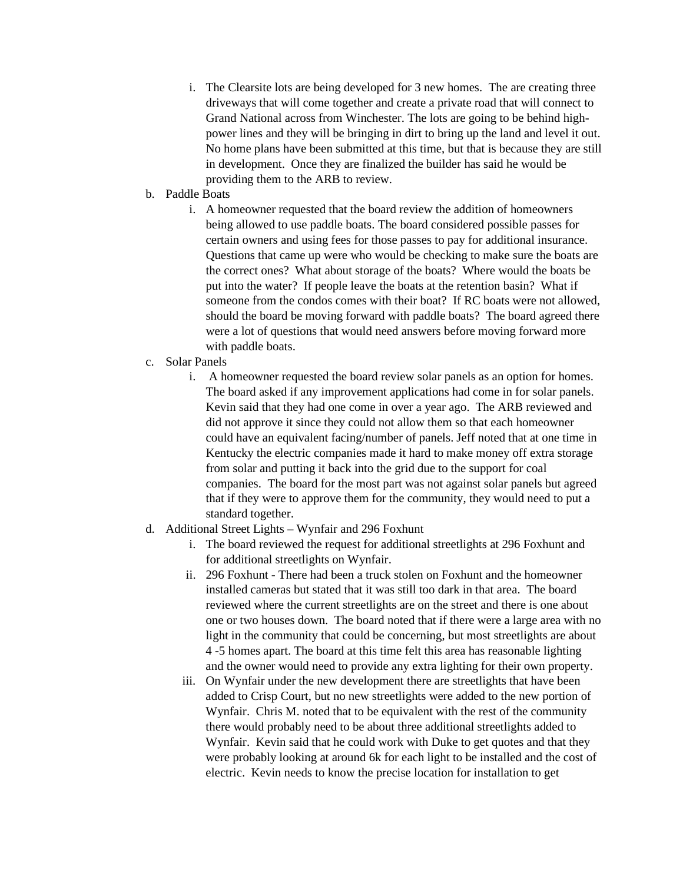i. The Clearsite lots are being developed for 3 new homes. The are creating three driveways that will come together and create a private road that will connect to Grand National across from Winchester. The lots are going to be behind high-power lines and they will be bringing in dirt to bring up the land and level it out. No home plans have been submitted at this time, but that is because they are still in development. Once they are finalized the builder has said he would be providing them to the ARB to review.

b. Paddle Boats
   i. A homeowner requested that the board review the addition of homeowners being allowed to use paddle boats. The board considered possible passes for certain owners and using fees for those passes to pay for additional insurance. Questions that came up were who would be checking to make sure the boats are the correct ones? What about storage of the boats? Where would the boats be put into the water? If people leave the boats at the retention basin? What if someone from the condos comes with their boat? If RC boats were not allowed, should the board be moving forward with paddle boats? The board agreed there were a lot of questions that would need answers before moving forward more with paddle boats.

c. Solar Panels
   i. A homeowner requested the board review solar panels as an option for homes. The board asked if any improvement applications had come in for solar panels. Kevin said that they had one come in over a year ago. The ARB reviewed and did not approve it since they could not allow them so that each homeowner could have an equivalent facing/number of panels. Jeff noted that at one time in Kentucky the electric companies made it hard to make money off extra storage from solar and putting it back into the grid due to the support for coal companies. The board for the most part was not against solar panels but agreed that if they were to approve them for the community, they would need to put a standard together.

d. Additional Street Lights – Wynfair and 296 Foxhunt
   i. The board reviewed the request for additional streetlights at 296 Foxhunt and for additional streetlights on Wynfair.
   ii. 296 Foxhunt - There had been a truck stolen on Foxhunt and the homeowner installed cameras but stated that it was still too dark in that area. The board reviewed where the current streetlights are on the street and there is one about one or two houses down. The board noted that if there were a large area with no light in the community that could be concerning, but most streetlights are about 4 -5 homes apart. The board at this time felt this area has reasonable lighting and the owner would need to provide any extra lighting for their own property.
   iii. On Wynfair under the new development there are streetlights that have been added to Crisp Court, but no new streetlights were added to the new portion of Wynfair. Chris M. noted that to be equivalent with the rest of the community there would probably need to be about three additional streetlights added to Wynfair. Kevin said that he could work with Duke to get quotes and that they were probably looking at around 6k for each light to be installed and the cost of electric. Kevin needs to know the precise location for installation to get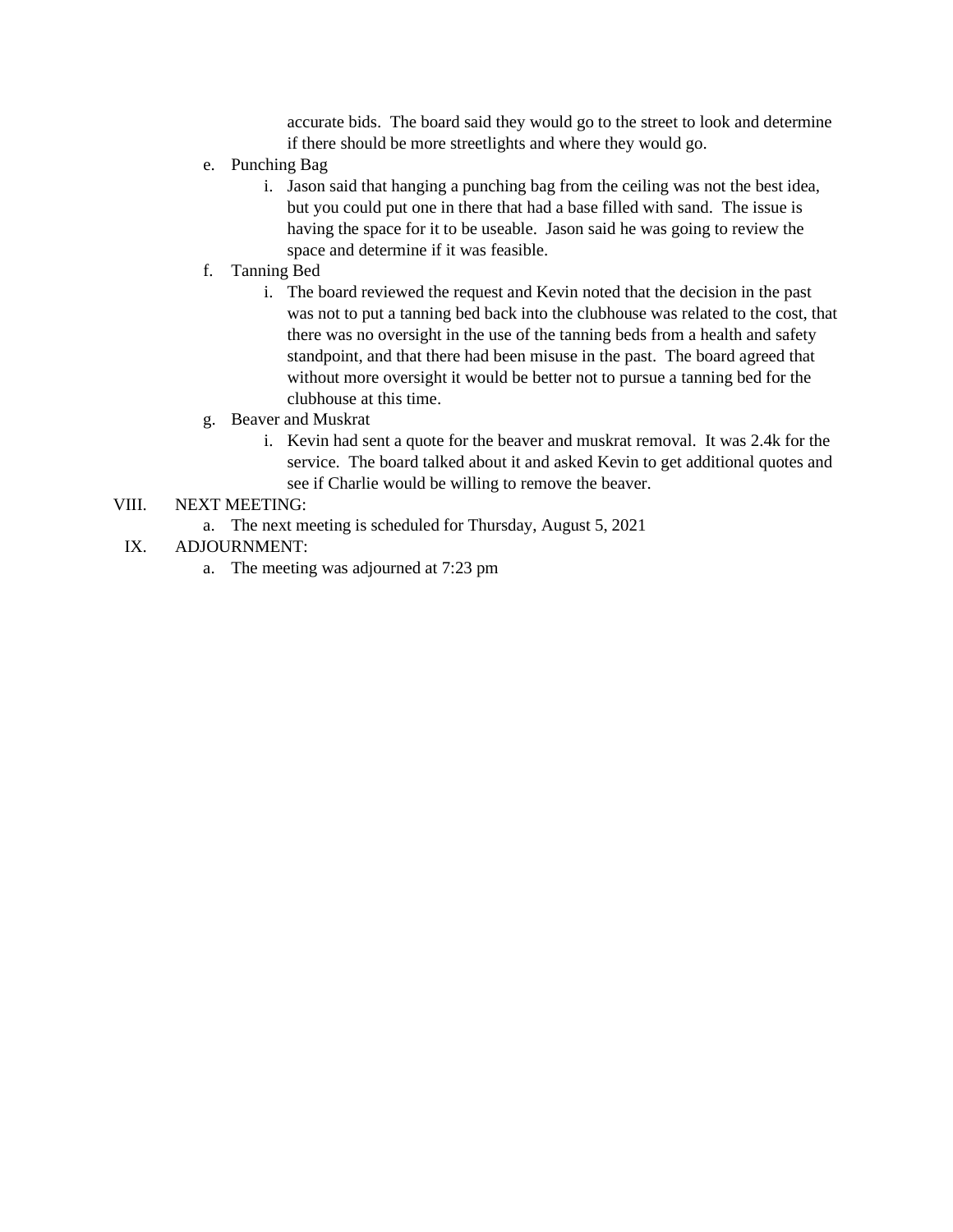accurate bids. The board said they would go to the street to look and determine if there should be more streetlights and where they would go.

e. Punching Bag
   i. Jason said that hanging a punching bag from the ceiling was not the best idea, but you could put one in there that had a base filled with sand. The issue is having the space for it to be useable. Jason said he was going to review the space and determine if it was feasible.

f. Tanning Bed
   i. The board reviewed the request and Kevin noted that the decision in the past was not to put a tanning bed back into the clubhouse was related to the cost, that there was no oversight in the use of the tanning beds from a health and safety standpoint, and that there had been misuse in the past. The board agreed that without more oversight it would be better not to pursue a tanning bed for the clubhouse at this time.

g. Beaver and Muskrat
   i. Kevin had sent a quote for the beaver and muskrat removal. It was 2.4k for the service. The board talked about it and asked Kevin to get additional quotes and see if Charlie would be willing to remove the beaver.

VIII. NEXT MEETING:
   a. The next meeting is scheduled for Thursday, August 5, 2021

IX. ADJOURNMENT:
   a. The meeting was adjourned at 7:23 pm